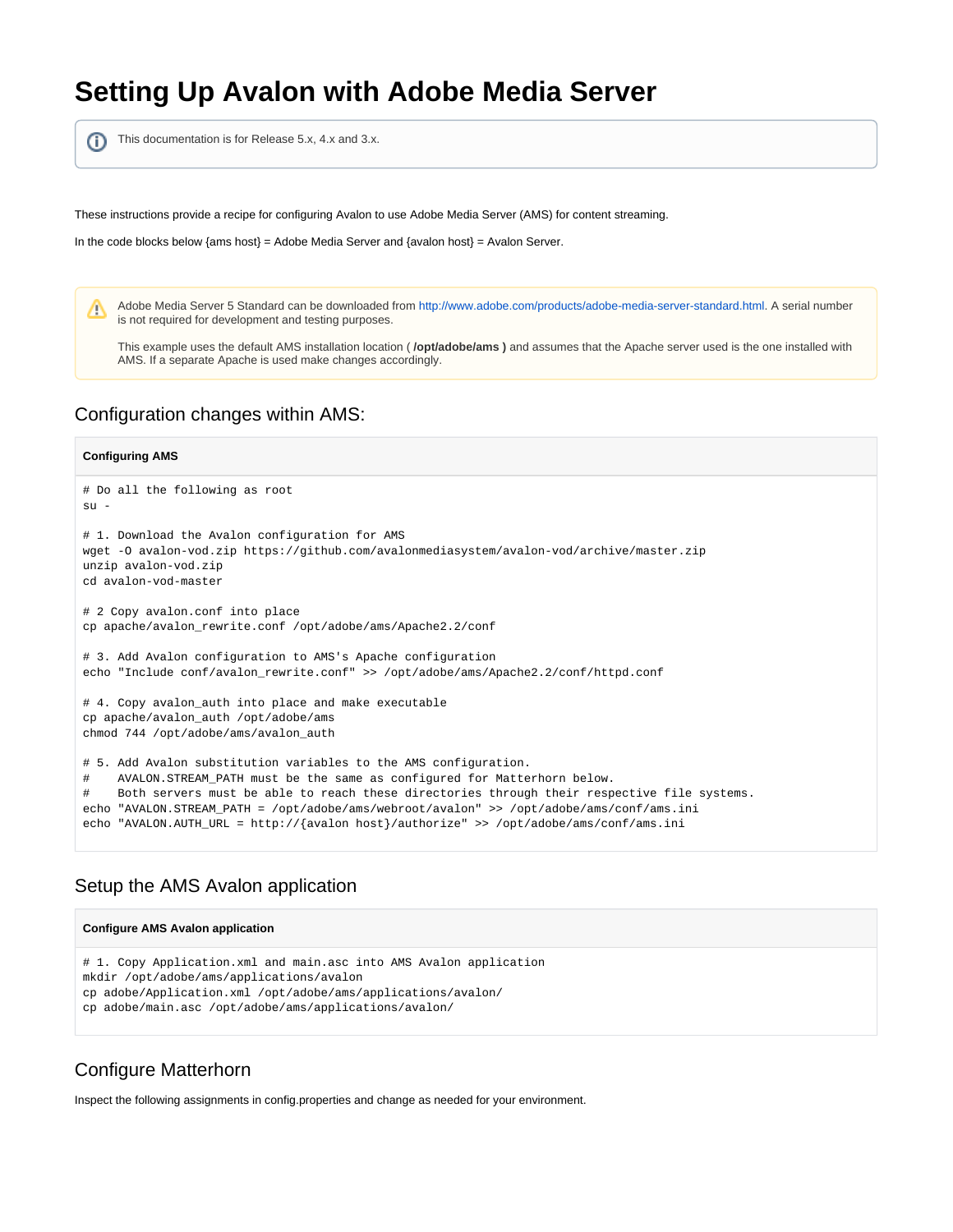# Setting Up Avalon with Adobe Media Server

> This documentation is for Release 5.x, 4.x and 3.x.

These instructions provide a recipe for configuring Avalon to use Adobe Media Server (AMS) for content streaming.

In the code blocks below {ams host} = Adobe Media Server and {avalon host} = Avalon Server.

> Adobe Media Server 5 Standard can be downloaded from http://www.adobe.com/products/adobe-media-server-standard.html. A serial number is not required for development and testing purposes.
>
> This example uses the default AMS installation location ( **/opt/adobe/ams )** and assumes that the Apache server used is the one installed with AMS. If a separate Apache is used make changes accordingly.

## Configuration changes within AMS:

**Configuring AMS**

```
# Do all the following as root
su -

# 1. Download the Avalon configuration for AMS
wget -O avalon-vod.zip https://github.com/avalonmediasystem/avalon-vod/archive/master.zip
unzip avalon-vod.zip
cd avalon-vod-master

# 2 Copy avalon.conf into place
cp apache/avalon_rewrite.conf /opt/adobe/ams/Apache2.2/conf

# 3. Add Avalon configuration to AMS's Apache configuration
echo "Include conf/avalon_rewrite.conf" >> /opt/adobe/ams/Apache2.2/conf/httpd.conf

# 4. Copy avalon_auth into place and make executable
cp apache/avalon_auth /opt/adobe/ams
chmod 744 /opt/adobe/ams/avalon_auth

# 5. Add Avalon substitution variables to the AMS configuration.
#    AVALON.STREAM_PATH must be the same as configured for Matterhorn below.
#    Both servers must be able to reach these directories through their respective file systems.
echo "AVALON.STREAM_PATH = /opt/adobe/ams/webroot/avalon" >> /opt/adobe/ams/conf/ams.ini
echo "AVALON.AUTH_URL = http://{avalon host}/authorize" >> /opt/adobe/ams/conf/ams.ini
```

## Setup the AMS Avalon application

**Configure AMS Avalon application**

```
# 1. Copy Application.xml and main.asc into AMS Avalon application
mkdir /opt/adobe/ams/applications/avalon
cp adobe/Application.xml /opt/adobe/ams/applications/avalon/
cp adobe/main.asc /opt/adobe/ams/applications/avalon/
```

## Configure Matterhorn

Inspect the following assignments in config.properties and change as needed for your environment.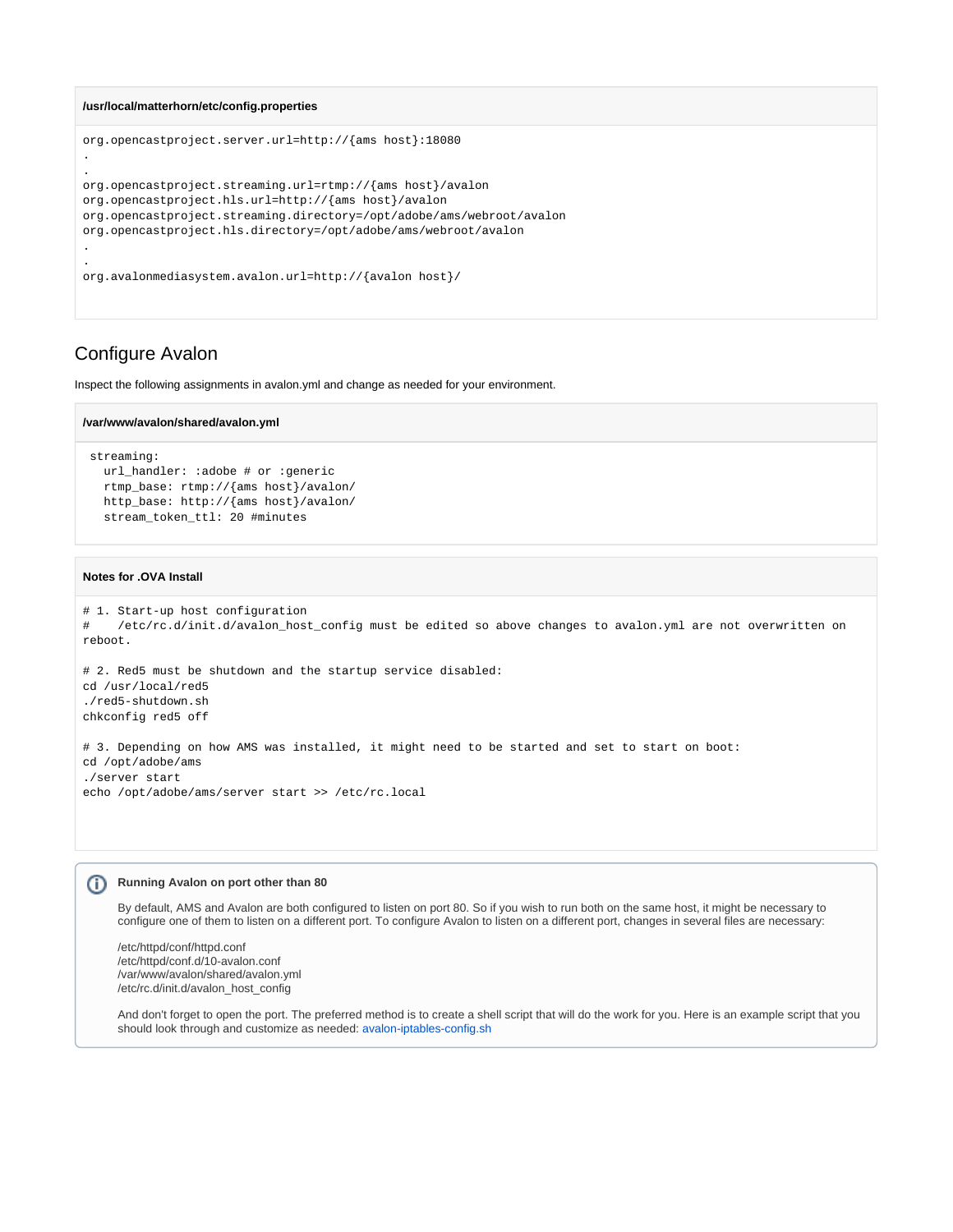**/usr/local/matterhorn/etc/config.properties**

```
org.opencastproject.server.url=http://{ams host}:18080
.
.
org.opencastproject.streaming.url=rtmp://{ams host}/avalon
org.opencastproject.hls.url=http://{ams host}/avalon
org.opencastproject.streaming.directory=/opt/adobe/ams/webroot/avalon
org.opencastproject.hls.directory=/opt/adobe/ams/webroot/avalon
.
.
org.avalonmediasystem.avalon.url=http://{avalon host}/
```

## Configure Avalon

Inspect the following assignments in avalon.yml and change as needed for your environment.

**/var/www/avalon/shared/avalon.yml**

```
 streaming:
   url_handler: :adobe # or :generic
   rtmp_base: rtmp://{ams host}/avalon/
   http_base: http://{ams host}/avalon/
   stream_token_ttl: 20 #minutes
```

**Notes for .OVA Install**

```
# 1. Start-up host configuration
#    /etc/rc.d/init.d/avalon_host_config must be edited so above changes to avalon.yml are not overwritten on
reboot.

# 2. Red5 must be shutdown and the startup service disabled:
cd /usr/local/red5
./red5-shutdown.sh
chkconfig red5 off

# 3. Depending on how AMS was installed, it might need to be started and set to start on boot:
cd /opt/adobe/ams
./server start
echo /opt/adobe/ams/server start >> /etc/rc.local
```

**Running Avalon on port other than 80**

By default, AMS and Avalon are both configured to listen on port 80. So if you wish to run both on the same host, it might be necessary to configure one of them to listen on a different port. To configure Avalon to listen on a different port, changes in several files are necessary:

/etc/httpd/conf/httpd.conf
/etc/httpd/conf.d/10-avalon.conf
/var/www/avalon/shared/avalon.yml
/etc/rc.d/init.d/avalon_host_config

And don't forget to open the port. The preferred method is to create a shell script that will do the work for you. Here is an example script that you should look through and customize as needed: avalon-iptables-config.sh